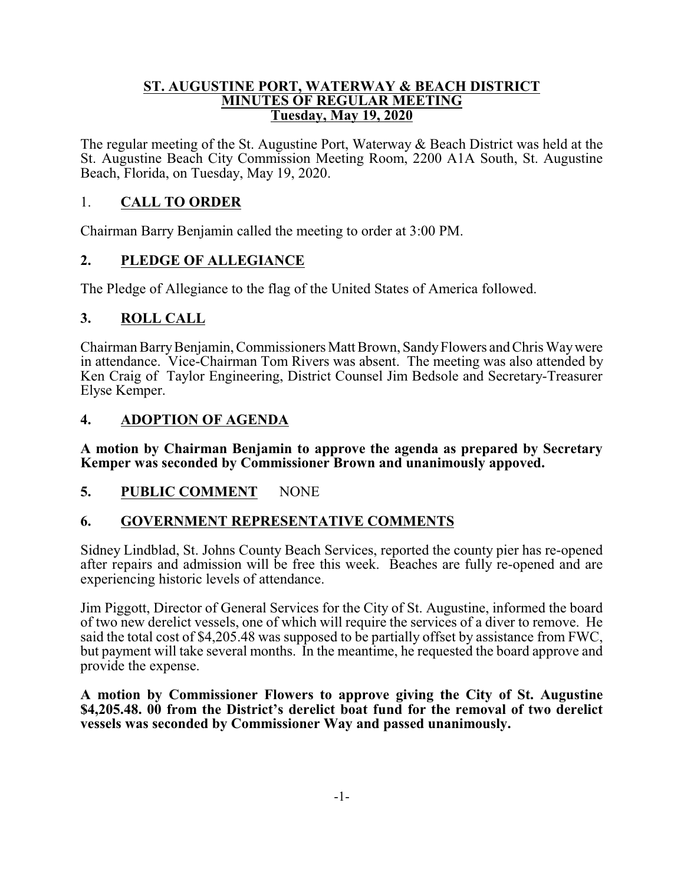# ST. AUGUSTINE PORT, WATERWAY & BEACH DISTRICT
## MINUTES OF REGULAR MEETING
### Tuesday, May 19, 2020

The regular meeting of the St. Augustine Port, Waterway & Beach District was held at the St. Augustine Beach City Commission Meeting Room, 2200 A1A South, St. Augustine Beach, Florida, on Tuesday, May 19, 2020.

## 1. CALL TO ORDER

Chairman Barry Benjamin called the meeting to order at 3:00 PM.

## 2. PLEDGE OF ALLEGIANCE

The Pledge of Allegiance to the flag of the United States of America followed.

## 3. ROLL CALL

Chairman Barry Benjamin, Commissioners Matt Brown, Sandy Flowers and Chris Way were in attendance. Vice-Chairman Tom Rivers was absent. The meeting was also attended by Ken Craig of Taylor Engineering, District Counsel Jim Bedsole and Secretary-Treasurer Elyse Kemper.

## 4. ADOPTION OF AGENDA

**A motion by Chairman Benjamin to approve the agenda as prepared by Secretary Kemper was seconded by Commissioner Brown and unanimously appoved.**

## 5. PUBLIC COMMENT NONE

## 6. GOVERNMENT REPRESENTATIVE COMMENTS

Sidney Lindblad, St. Johns County Beach Services, reported the county pier has re-opened after repairs and admission will be free this week. Beaches are fully re-opened and are experiencing historic levels of attendance.

Jim Piggott, Director of General Services for the City of St. Augustine, informed the board of two new derelict vessels, one of which will require the services of a diver to remove. He said the total cost of $4,205.48 was supposed to be partially offset by assistance from FWC, but payment will take several months. In the meantime, he requested the board approve and provide the expense.

**A motion by Commissioner Flowers to approve giving the City of St. Augustine $4,205.48. 00 from the District's derelict boat fund for the removal of two derelict vessels was seconded by Commissioner Way and passed unanimously.**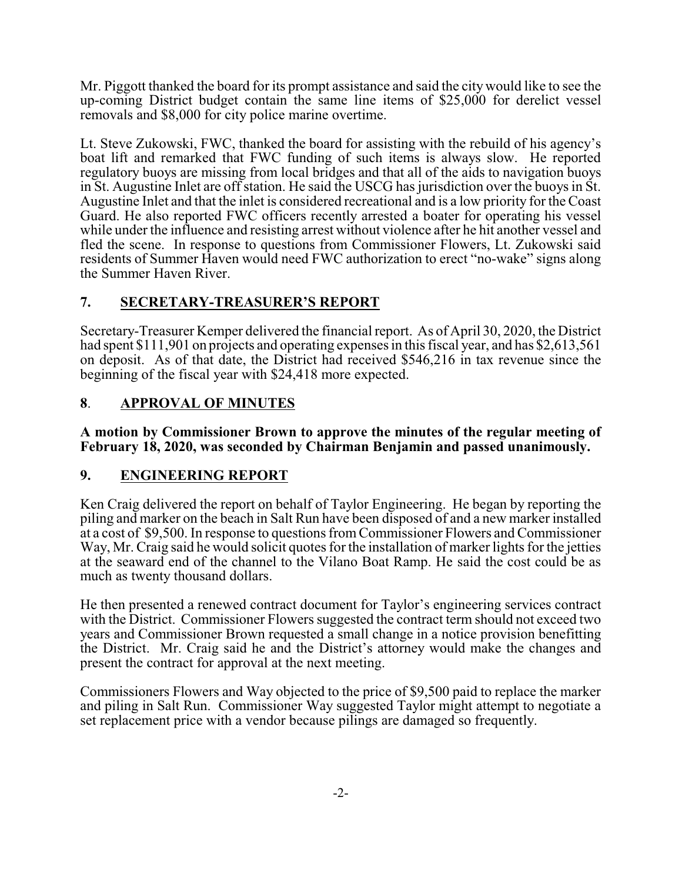Mr. Piggott thanked the board for its prompt assistance and said the city would like to see the up-coming District budget contain the same line items of $25,000 for derelict vessel removals and $8,000 for city police marine overtime.

Lt. Steve Zukowski, FWC, thanked the board for assisting with the rebuild of his agency's boat lift and remarked that FWC funding of such items is always slow. He reported regulatory buoys are missing from local bridges and that all of the aids to navigation buoys in St. Augustine Inlet are off station. He said the USCG has jurisdiction over the buoys in St. Augustine Inlet and that the inlet is considered recreational and is a low priority for the Coast Guard. He also reported FWC officers recently arrested a boater for operating his vessel while under the influence and resisting arrest without violence after he hit another vessel and fled the scene. In response to questions from Commissioner Flowers, Lt. Zukowski said residents of Summer Haven would need FWC authorization to erect "no-wake" signs along the Summer Haven River.

## 7. SECRETARY-TREASURER'S REPORT

Secretary-Treasurer Kemper delivered the financial report. As of April 30, 2020, the District had spent $111,901 on projects and operating expenses in this fiscal year, and has $2,613,561 on deposit. As of that date, the District had received $546,216 in tax revenue since the beginning of the fiscal year with $24,418 more expected.

## 8. APPROVAL OF MINUTES

**A motion by Commissioner Brown to approve the minutes of the regular meeting of February 18, 2020, was seconded by Chairman Benjamin and passed unanimously.**

## 9. ENGINEERING REPORT

Ken Craig delivered the report on behalf of Taylor Engineering. He began by reporting the piling and marker on the beach in Salt Run have been disposed of and a new marker installed at a cost of $9,500. In response to questions from Commissioner Flowers and Commissioner Way, Mr. Craig said he would solicit quotes for the installation of marker lights for the jetties at the seaward end of the channel to the Vilano Boat Ramp. He said the cost could be as much as twenty thousand dollars.

He then presented a renewed contract document for Taylor's engineering services contract with the District. Commissioner Flowers suggested the contract term should not exceed two years and Commissioner Brown requested a small change in a notice provision benefitting the District. Mr. Craig said he and the District's attorney would make the changes and present the contract for approval at the next meeting.

Commissioners Flowers and Way objected to the price of $9,500 paid to replace the marker and piling in Salt Run. Commissioner Way suggested Taylor might attempt to negotiate a set replacement price with a vendor because pilings are damaged so frequently.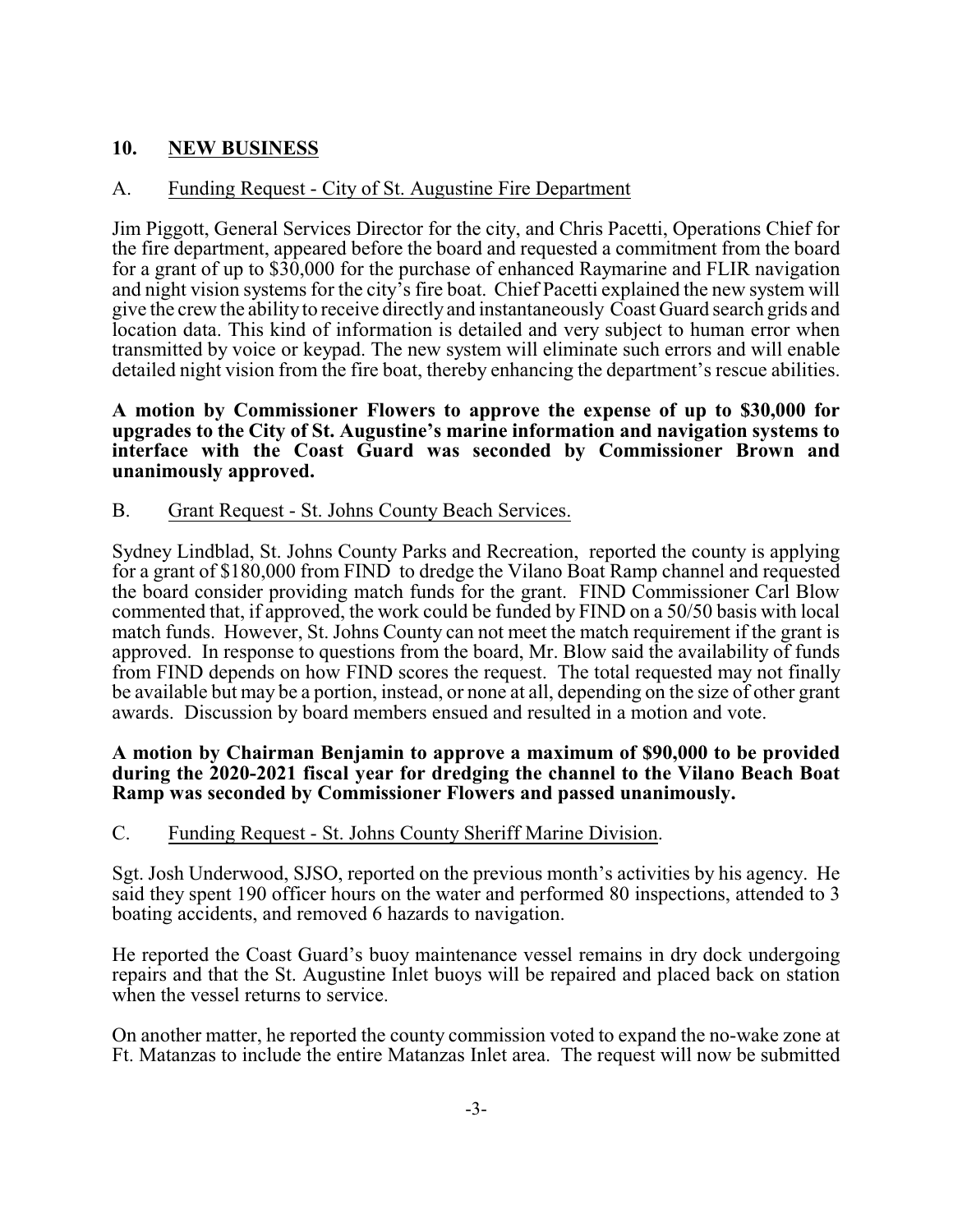## 10. NEW BUSINESS

### A. Funding Request - City of St. Augustine Fire Department

Jim Piggott, General Services Director for the city, and Chris Pacetti, Operations Chief for the fire department, appeared before the board and requested a commitment from the board for a grant of up to $30,000 for the purchase of enhanced Raymarine and FLIR navigation and night vision systems for the city's fire boat. Chief Pacetti explained the new system will give the crew the ability to receive directly and instantaneously Coast Guard search grids and location data. This kind of information is detailed and very subject to human error when transmitted by voice or keypad. The new system will eliminate such errors and will enable detailed night vision from the fire boat, thereby enhancing the department's rescue abilities.

**A motion by Commissioner Flowers to approve the expense of up to $30,000 for upgrades to the City of St. Augustine's marine information and navigation systems to interface with the Coast Guard was seconded by Commissioner Brown and unanimously approved.**

### B. Grant Request - St. Johns County Beach Services.

Sydney Lindblad, St. Johns County Parks and Recreation, reported the county is applying for a grant of $180,000 from FIND to dredge the Vilano Boat Ramp channel and requested the board consider providing match funds for the grant. FIND Commissioner Carl Blow commented that, if approved, the work could be funded by FIND on a 50/50 basis with local match funds. However, St. Johns County can not meet the match requirement if the grant is approved. In response to questions from the board, Mr. Blow said the availability of funds from FIND depends on how FIND scores the request. The total requested may not finally be available but may be a portion, instead, or none at all, depending on the size of other grant awards. Discussion by board members ensued and resulted in a motion and vote.

**A motion by Chairman Benjamin to approve a maximum of $90,000 to be provided during the 2020-2021 fiscal year for dredging the channel to the Vilano Beach Boat Ramp was seconded by Commissioner Flowers and passed unanimously.**

### C. Funding Request - St. Johns County Sheriff Marine Division.

Sgt. Josh Underwood, SJSO, reported on the previous month's activities by his agency. He said they spent 190 officer hours on the water and performed 80 inspections, attended to 3 boating accidents, and removed 6 hazards to navigation.

He reported the Coast Guard's buoy maintenance vessel remains in dry dock undergoing repairs and that the St. Augustine Inlet buoys will be repaired and placed back on station when the vessel returns to service.

On another matter, he reported the county commission voted to expand the no-wake zone at Ft. Matanzas to include the entire Matanzas Inlet area. The request will now be submitted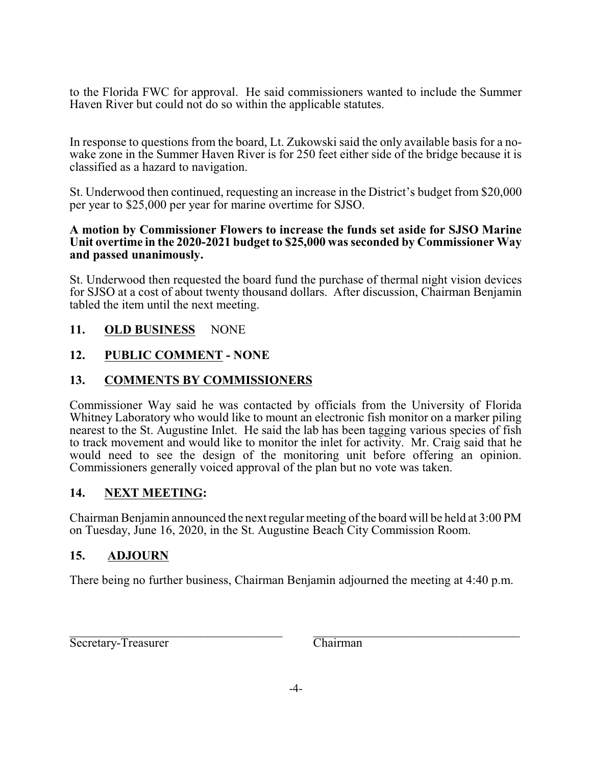to the Florida FWC for approval. He said commissioners wanted to include the Summer Haven River but could not do so within the applicable statutes.

In response to questions from the board, Lt. Zukowski said the only available basis for a no-wake zone in the Summer Haven River is for 250 feet either side of the bridge because it is classified as a hazard to navigation.

St. Underwood then continued, requesting an increase in the District's budget from $20,000 per year to $25,000 per year for marine overtime for SJSO.

**A motion by Commissioner Flowers to increase the funds set aside for SJSO Marine Unit overtime in the 2020-2021 budget to $25,000 was seconded by Commissioner Way and passed unanimously.**

St. Underwood then requested the board fund the purchase of thermal night vision devices for SJSO at a cost of about twenty thousand dollars. After discussion, Chairman Benjamin tabled the item until the next meeting.

## 11. <u>OLD BUSINESS</u> NONE

## 12. <u>PUBLIC COMMENT</u> - NONE

## 13. <u>COMMENTS BY COMMISSIONERS</u>

Commissioner Way said he was contacted by officials from the University of Florida Whitney Laboratory who would like to mount an electronic fish monitor on a marker piling nearest to the St. Augustine Inlet. He said the lab has been tagging various species of fish to track movement and would like to monitor the inlet for activity. Mr. Craig said that he would need to see the design of the monitoring unit before offering an opinion. Commissioners generally voiced approval of the plan but no vote was taken.

## 14. <u>NEXT MEETING</u>:

Chairman Benjamin announced the next regular meeting of the board will be held at 3:00 PM on Tuesday, June 16, 2020, in the St. Augustine Beach City Commission Room.

## 15. <u>ADJOURN</u>

There being no further business, Chairman Benjamin adjourned the meeting at 4:40 p.m.

\_\_\_\_\_\_\_\_\_\_\_\_\_\_\_\_\_\_\_\_\_\_\_\_\_\_\_\_\_\_\_\_\_\_ \_\_\_\_\_\_\_\_\_\_\_\_\_\_\_\_\_\_\_\_\_\_\_\_\_\_\_\_\_\_\_\_\_\_

Secretary-Treasurer Chairman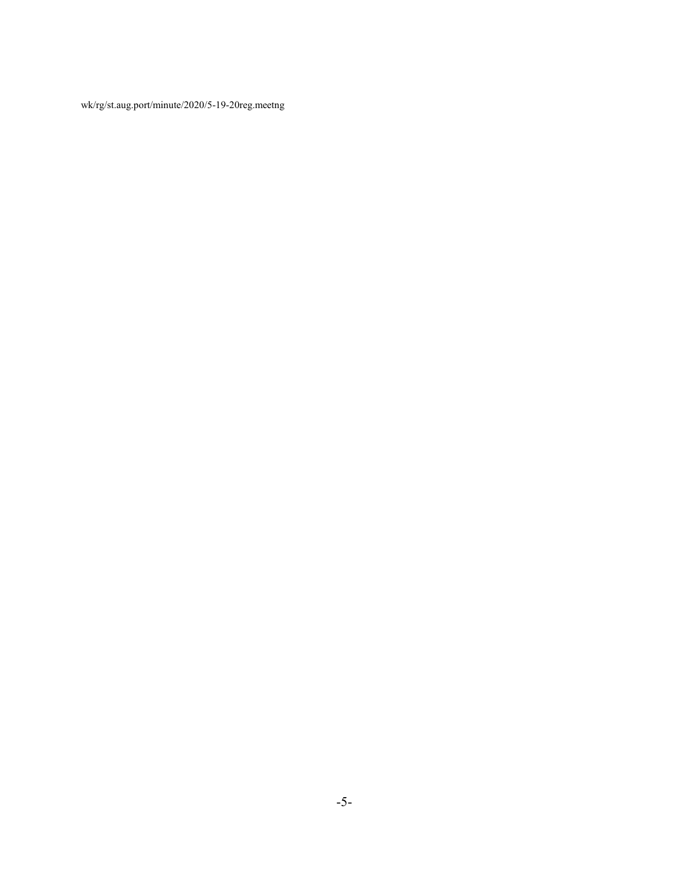wk/rg/st.aug.port/minute/2020/5-19-20reg.meetng